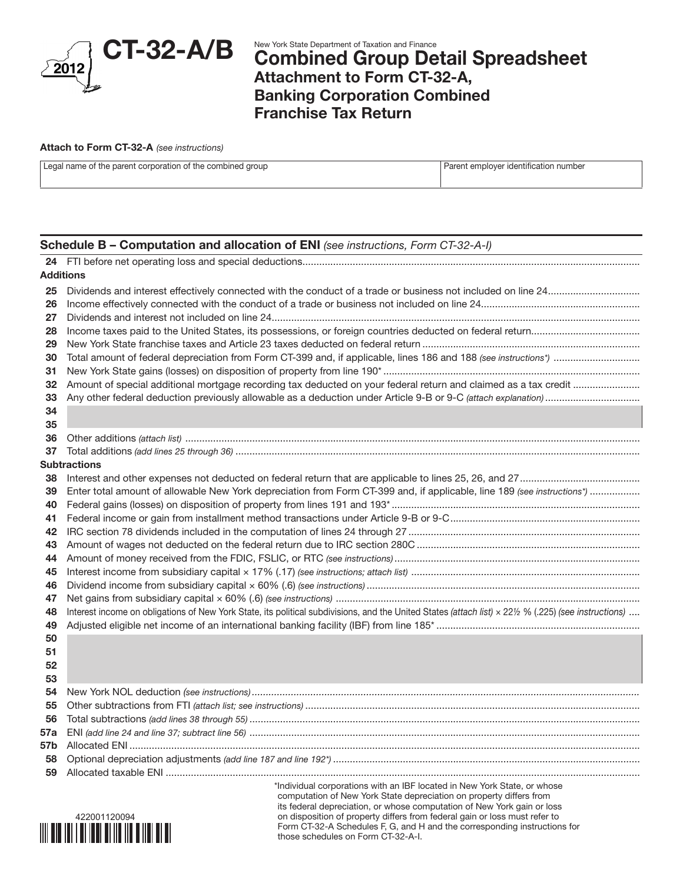# CT-32-A/B

2012

New York State Department of Taxation and Finance

## Combined Group Detail Spreadsheet
### Attachment to Form CT-32-A, Banking Corporation Combined Franchise Tax Return

**Attach to Form CT-32-A** *(see instructions)*

| Legal name of the parent corporation of the combined group | Parent employer identification number |
|---|---|
| | |

## Schedule B – Computation and allocation of ENI *(see instructions, Form CT-32-A-I)*

| Line | Description |
|---|---|
| 24 | FTI before net operating loss and special deductions |
| | **Additions** |
| 25 | Dividends and interest effectively connected with the conduct of a trade or business not included on line 24 |
| 26 | Income effectively connected with the conduct of a trade or business not included on line 24 |
| 27 | Dividends and interest not included on line 24 |
| 28 | Income taxes paid to the United States, its possessions, or foreign countries deducted on federal return |
| 29 | New York State franchise taxes and Article 23 taxes deducted on federal return |
| 30 | Total amount of federal depreciation from Form CT-399 and, if applicable, lines 186 and 188 *(see instructions\*)* |
| 31 | New York State gains (losses) on disposition of property from line 190\* |
| 32 | Amount of special additional mortgage recording tax deducted on your federal return and claimed as a tax credit |
| 33 | Any other federal deduction previously allowable as a deduction under Article 9-B or 9-C *(attach explanation)* |
| 34 | |
| 35 | |
| 36 | Other additions *(attach list)* |
| 37 | Total additions *(add lines 25 through 36)* |
| | **Subtractions** |
| 38 | Interest and other expenses not deducted on federal return that are applicable to lines 25, 26, and 27 |
| 39 | Enter total amount of allowable New York depreciation from Form CT-399 and, if applicable, line 189 *(see instructions\*)* |
| 40 | Federal gains (losses) on disposition of property from lines 191 and 193\* |
| 41 | Federal income or gain from installment method transactions under Article 9-B or 9-C |
| 42 | IRC section 78 dividends included in the computation of lines 24 through 27 |
| 43 | Amount of wages not deducted on the federal return due to IRC section 280C |
| 44 | Amount of money received from the FDIC, FSLIC, or RTC *(see instructions)* |
| 45 | Interest income from subsidiary capital × 17% (.17) *(see instructions; attach list)* |
| 46 | Dividend income from subsidiary capital × 60% (.6) *(see instructions)* |
| 47 | Net gains from subsidiary capital × 60% (.6) *(see instructions)* |
| 48 | Interest income on obligations of New York State, its political subdivisions, and the United States *(attach list)* × 22½ % (.225) *(see instructions)* |
| 49 | Adjusted eligible net income of an international banking facility (IBF) from line 185\* |
| 50 | |
| 51 | |
| 52 | |
| 53 | |
| 54 | New York NOL deduction *(see instructions)* |
| 55 | Other subtractions from FTI *(attach list; see instructions)* |
| 56 | Total subtractions *(add lines 38 through 55)* |
| 57a | ENI *(add line 24 and line 37; subtract line 56)* |
| 57b | Allocated ENI |
| 58 | Optional depreciation adjustments *(add line 187 and line 192\*)* |
| 59 | Allocated taxable ENI |

\*Individual corporations with an IBF located in New York State, or whose computation of New York State depreciation on property differs from its federal depreciation, or whose computation of New York gain or loss on disposition of property differs from federal gain or loss must refer to Form CT-32-A Schedules F, G, and H and the corresponding instructions for those schedules on Form CT-32-A-I.

422001120094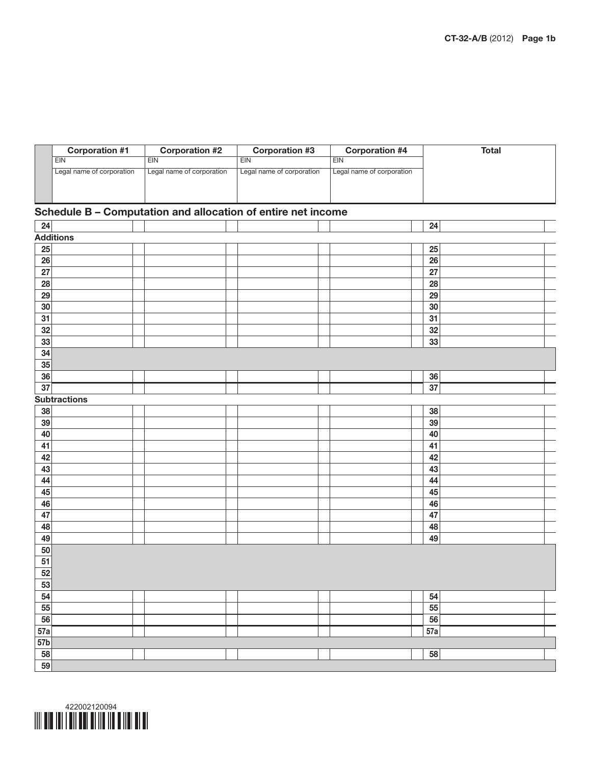| | Corporation #1 | Corporation #2 | Corporation #3 | Corporation #4 | Total |
|---|---|---|---|---|---|
| | EIN | EIN | EIN | EIN | |
| | Legal name of corporation | Legal name of corporation | Legal name of corporation | Legal name of corporation | |

## Schedule B – Computation and allocation of entire net income

| Line | Corporation #1 | Corporation #2 | Corporation #3 | Corporation #4 | Line | Total |
|---|---|---|---|---|---|---|
| 24 | | | | | 24 | |
| **Additions** | | | | | | |
| 25 | | | | | 25 | |
| 26 | | | | | 26 | |
| 27 | | | | | 27 | |
| 28 | | | | | 28 | |
| 29 | | | | | 29 | |
| 30 | | | | | 30 | |
| 31 | | | | | 31 | |
| 32 | | | | | 32 | |
| 33 | | | | | 33 | |
| 34 | | | | | | |
| 35 | | | | | | |
| 36 | | | | | 36 | |
| 37 | | | | | 37 | |
| **Subtractions** | | | | | | |
| 38 | | | | | 38 | |
| 39 | | | | | 39 | |
| 40 | | | | | 40 | |
| 41 | | | | | 41 | |
| 42 | | | | | 42 | |
| 43 | | | | | 43 | |
| 44 | | | | | 44 | |
| 45 | | | | | 45 | |
| 46 | | | | | 46 | |
| 47 | | | | | 47 | |
| 48 | | | | | 48 | |
| 49 | | | | | 49 | |
| 50 | | | | | | |
| 51 | | | | | | |
| 52 | | | | | | |
| 53 | | | | | | |
| 54 | | | | | 54 | |
| 55 | | | | | 55 | |
| 56 | | | | | 56 | |
| 57a | | | | | 57a | |
| 57b | | | | | | |
| 58 | | | | | 58 | |
| 59 | | | | | | |

422002120094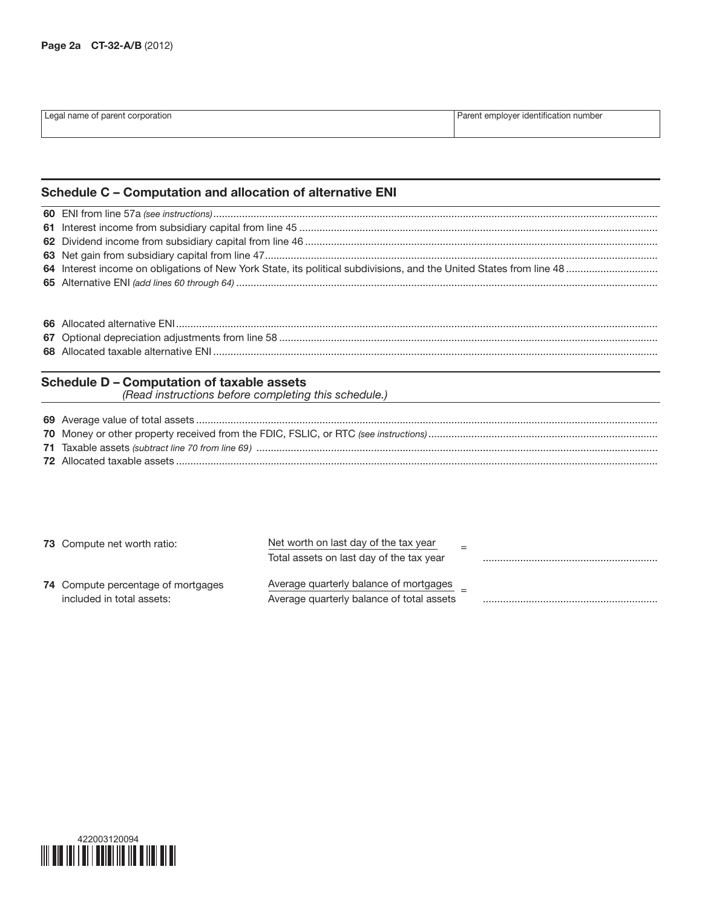Page 2a CT-32-A/B (2012)

| Legal name of parent corporation | Parent employer identification number |
|---|---|
| | |

## Schedule C – Computation and allocation of alternative ENI

**60** ENI from line 57a *(see instructions)*

**61** Interest income from subsidiary capital from line 45

**62** Dividend income from subsidiary capital from line 46

**63** Net gain from subsidiary capital from line 47

**64** Interest income on obligations of New York State, its political subdivisions, and the United States from line 48

**65** Alternative ENI *(add lines 60 through 64)*

**66** Allocated alternative ENI

**67** Optional depreciation adjustments from line 58

**68** Allocated taxable alternative ENI

## Schedule D – Computation of taxable assets

*(Read instructions before completing this schedule.)*

**69** Average value of total assets

**70** Money or other property received from the FDIC, FSLIC, or RTC *(see instructions)*

**71** Taxable assets *(subtract line 70 from line 69)*

**72** Allocated taxable assets

**73** Compute net worth ratio: $\dfrac{\text{Net worth on last day of the tax year}}{\text{Total assets on last day of the tax year}} =$

**74** Compute percentage of mortgages included in total assets: $\dfrac{\text{Average quarterly balance of mortgages}}{\text{Average quarterly balance of total assets}} =$

422003120094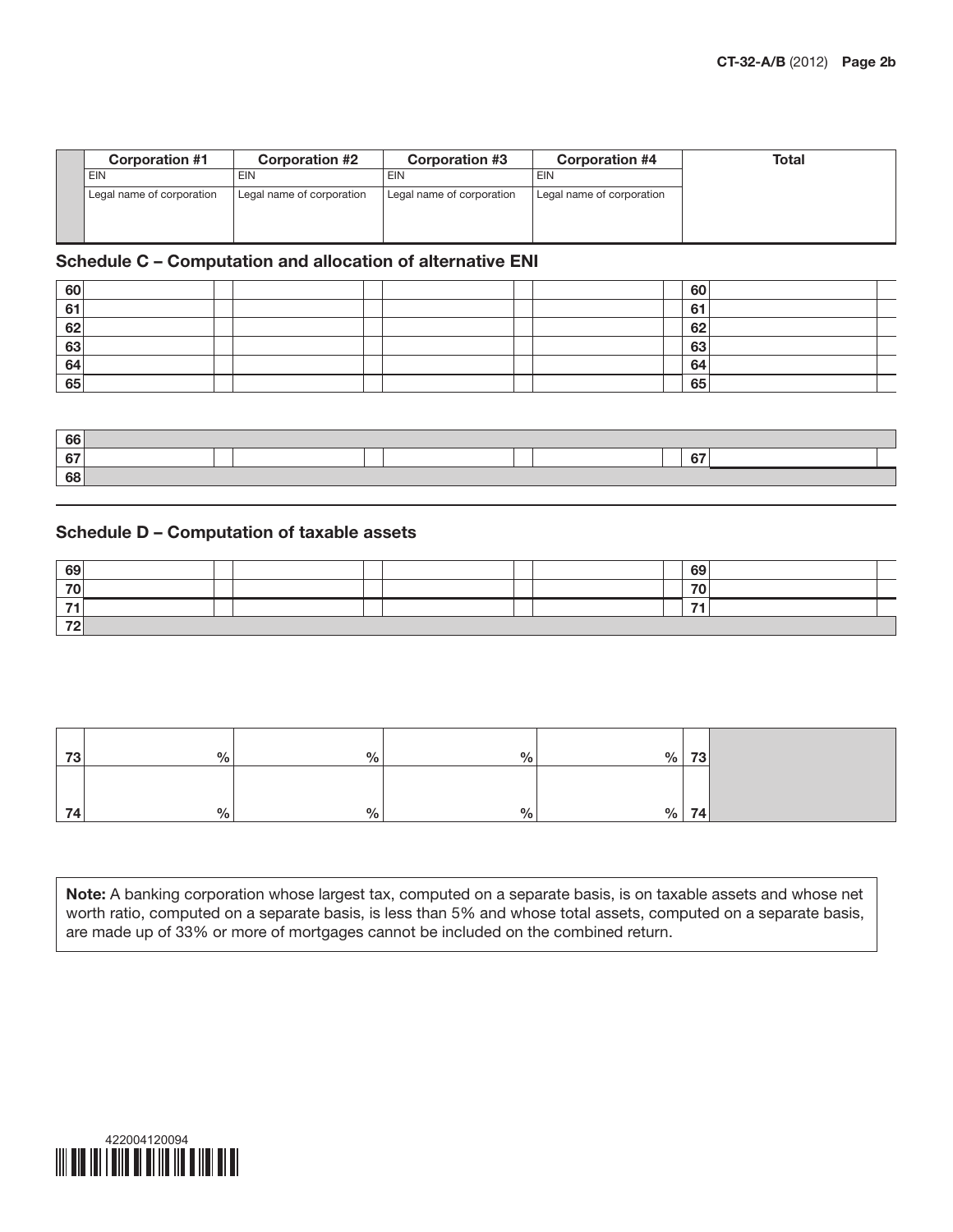| | Corporation #1 | Corporation #2 | Corporation #3 | Corporation #4 | Total |
|---|---|---|---|---|---|
| | EIN | EIN | EIN | EIN | |
| | Legal name of corporation | Legal name of corporation | Legal name of corporation | Legal name of corporation | |

## Schedule C – Computation and allocation of alternative ENI

| | Corporation #1 | Corporation #2 | Corporation #3 | Corporation #4 | | Total |
|---|---|---|---|---|---|---|
| 60 | | | | | 60 | |
| 61 | | | | | 61 | |
| 62 | | | | | 62 | |
| 63 | | | | | 63 | |
| 64 | | | | | 64 | |
| 65 | | | | | 65 | |
| 66 | | | | | | |
| 67 | | | | | 67 | |
| 68 | | | | | | |

## Schedule D – Computation of taxable assets

| | Corporation #1 | Corporation #2 | Corporation #3 | Corporation #4 | | Total |
|---|---|---|---|---|---|---|
| 69 | | | | | 69 | |
| 70 | | | | | 70 | |
| 71 | | | | | 71 | |
| 72 | | | | | | |

| | Corporation #1 | Corporation #2 | Corporation #3 | Corporation #4 | | Total |
|---|---|---|---|---|---|---|
| 73 | % | % | % | % | 73 | |
| 74 | % | % | % | % | 74 | |

**Note:** A banking corporation whose largest tax, computed on a separate basis, is on taxable assets and whose net worth ratio, computed on a separate basis, is less than 5% and whose total assets, computed on a separate basis, are made up of 33% or more of mortgages cannot be included on the combined return.

422004120094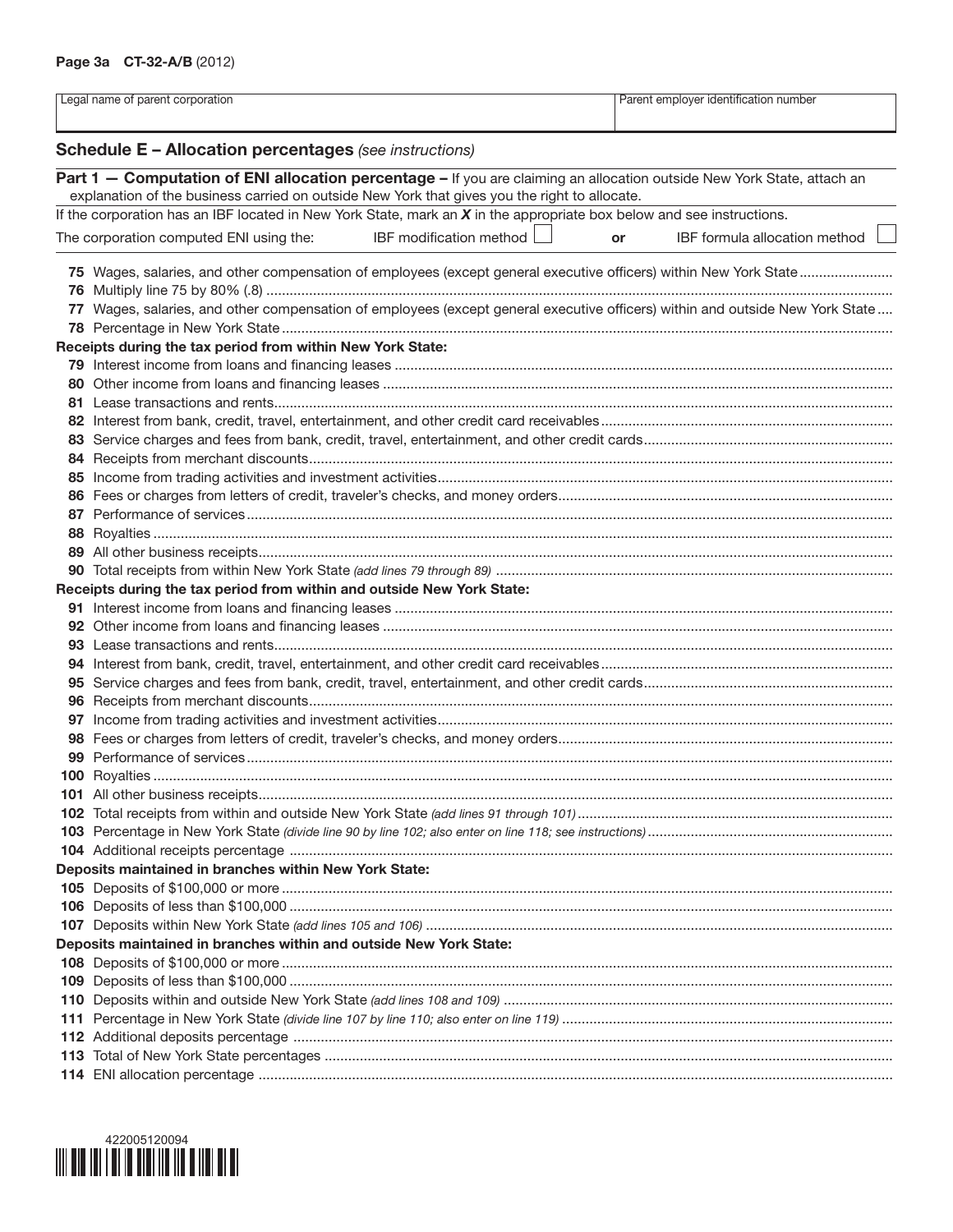Page 3a CT-32-A/B (2012)

| Legal name of parent corporation | Parent employer identification number |
|---|---|
| | |

## Schedule E – Allocation percentages *(see instructions)*

**Part 1 — Computation of ENI allocation percentage –** If you are claiming an allocation outside New York State, attach an explanation of the business carried on outside New York that gives you the right to allocate.

If the corporation has an IBF located in New York State, mark an ***X*** in the appropriate box below and see instructions.

The corporation computed ENI using the: IBF modification method ☐ **or** IBF formula allocation method ☐

**75** Wages, salaries, and other compensation of employees (except general executive officers) within New York State

**76** Multiply line 75 by 80% (.8)

**77** Wages, salaries, and other compensation of employees (except general executive officers) within and outside New York State

**78** Percentage in New York State

**Receipts during the tax period from within New York State:**

**79** Interest income from loans and financing leases

**80** Other income from loans and financing leases

**81** Lease transactions and rents

**82** Interest from bank, credit, travel, entertainment, and other credit card receivables

**83** Service charges and fees from bank, credit, travel, entertainment, and other credit cards

**84** Receipts from merchant discounts

**85** Income from trading activities and investment activities

**86** Fees or charges from letters of credit, traveler's checks, and money orders

**87** Performance of services

**88** Royalties

**89** All other business receipts

**90** Total receipts from within New York State *(add lines 79 through 89)*

**Receipts during the tax period from within and outside New York State:**

**91** Interest income from loans and financing leases

**92** Other income from loans and financing leases

**93** Lease transactions and rents

**94** Interest from bank, credit, travel, entertainment, and other credit card receivables

**95** Service charges and fees from bank, credit, travel, entertainment, and other credit cards

**96** Receipts from merchant discounts

**97** Income from trading activities and investment activities

**98** Fees or charges from letters of credit, traveler's checks, and money orders

**99** Performance of services

**100** Royalties

**101** All other business receipts

**102** Total receipts from within and outside New York State *(add lines 91 through 101)*

**103** Percentage in New York State *(divide line 90 by line 102; also enter on line 118; see instructions)*

**104** Additional receipts percentage

**Deposits maintained in branches within New York State:**

**105** Deposits of $100,000 or more

**106** Deposits of less than $100,000

**107** Deposits within New York State *(add lines 105 and 106)*

**Deposits maintained in branches within and outside New York State:**

**108** Deposits of $100,000 or more

**109** Deposits of less than $100,000

**110** Deposits within and outside New York State *(add lines 108 and 109)*

**111** Percentage in New York State *(divide line 107 by line 110; also enter on line 119)*

**112** Additional deposits percentage

**113** Total of New York State percentages

**114** ENI allocation percentage

422005120094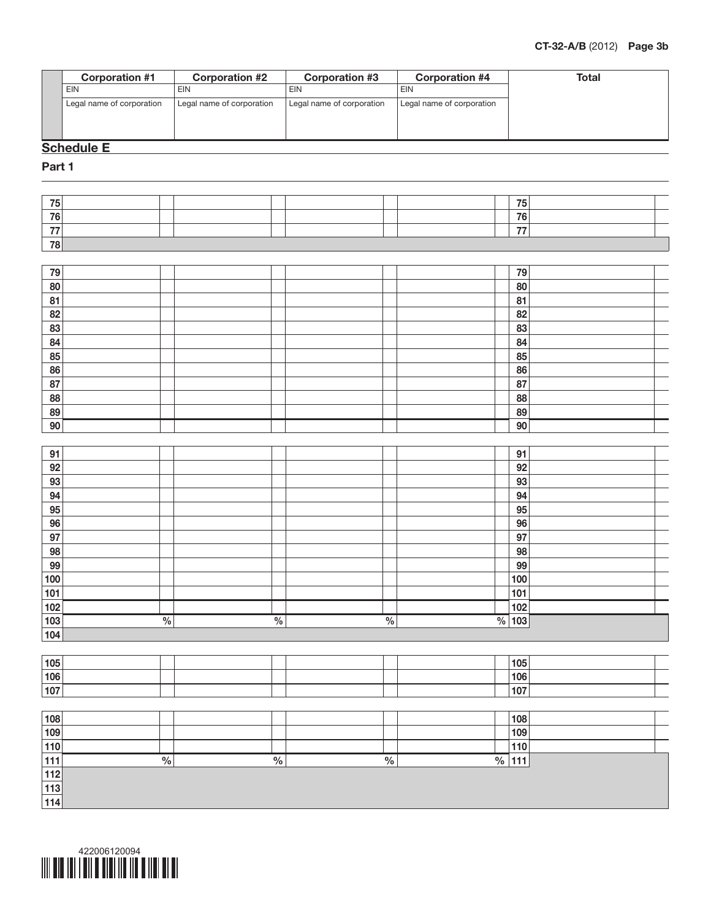| | Corporation #1 | Corporation #2 | Corporation #3 | Corporation #4 | Total |
|---|---|---|---|---|---|
| | EIN | EIN | EIN | EIN | |
| | Legal name of corporation | Legal name of corporation | Legal name of corporation | Legal name of corporation | |

## Schedule E

### Part 1

| Line | Corporation #1 | Corporation #2 | Corporation #3 | Corporation #4 | Line | Total |
|---|---|---|---|---|---|---|
| 75 | | | | | 75 | |
| 76 | | | | | 76 | |
| 77 | | | | | 77 | |
| 78 | | | | | | |
| 79 | | | | | 79 | |
| 80 | | | | | 80 | |
| 81 | | | | | 81 | |
| 82 | | | | | 82 | |
| 83 | | | | | 83 | |
| 84 | | | | | 84 | |
| 85 | | | | | 85 | |
| 86 | | | | | 86 | |
| 87 | | | | | 87 | |
| 88 | | | | | 88 | |
| 89 | | | | | 89 | |
| 90 | | | | | 90 | |
| 91 | | | | | 91 | |
| 92 | | | | | 92 | |
| 93 | | | | | 93 | |
| 94 | | | | | 94 | |
| 95 | | | | | 95 | |
| 96 | | | | | 96 | |
| 97 | | | | | 97 | |
| 98 | | | | | 98 | |
| 99 | | | | | 99 | |
| 100 | | | | | 100 | |
| 101 | | | | | 101 | |
| 102 | | | | | 102 | |
| 103 | % | % | % | % | 103 | |
| 104 | | | | | | |
| 105 | | | | | 105 | |
| 106 | | | | | 106 | |
| 107 | | | | | 107 | |
| 108 | | | | | 108 | |
| 109 | | | | | 109 | |
| 110 | | | | | 110 | |
| 111 | % | % | % | % | 111 | |
| 112 | | | | | | |
| 113 | | | | | | |
| 114 | | | | | | |

422006120094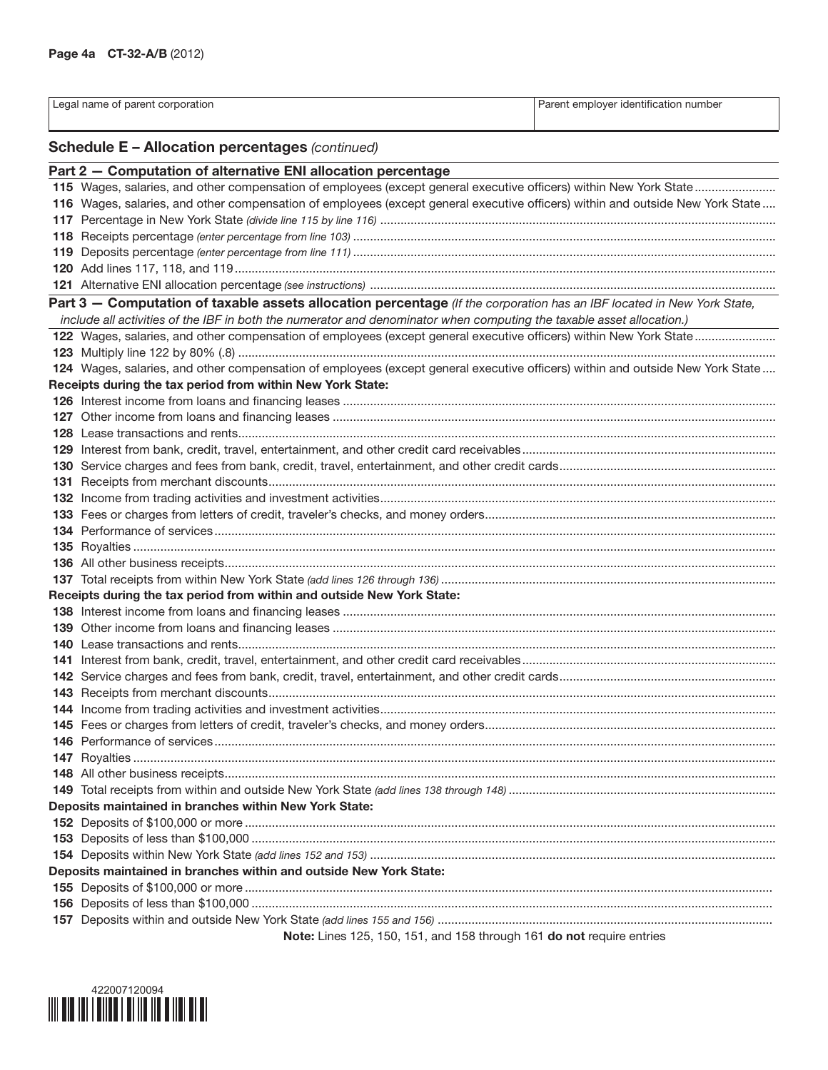Page 4a CT-32-A/B (2012)

| Legal name of parent corporation | Parent employer identification number |
|---|---|
| | |

## Schedule E – Allocation percentages *(continued)*

### Part 2 — Computation of alternative ENI allocation percentage

115 Wages, salaries, and other compensation of employees (except general executive officers) within New York State

116 Wages, salaries, and other compensation of employees (except general executive officers) within and outside New York State

117 Percentage in New York State *(divide line 115 by line 116)*

118 Receipts percentage *(enter percentage from line 103)*

119 Deposits percentage *(enter percentage from line 111)*

120 Add lines 117, 118, and 119

121 Alternative ENI allocation percentage *(see instructions)*

### Part 3 — Computation of taxable assets allocation percentage *(If the corporation has an IBF located in New York State, include all activities of the IBF in both the numerator and denominator when computing the taxable asset allocation.)*

122 Wages, salaries, and other compensation of employees (except general executive officers) within New York State

123 Multiply line 122 by 80% (.8)

124 Wages, salaries, and other compensation of employees (except general executive officers) within and outside New York State

**Receipts during the tax period from within New York State:**

126 Interest income from loans and financing leases

127 Other income from loans and financing leases

128 Lease transactions and rents

129 Interest from bank, credit, travel, entertainment, and other credit card receivables

130 Service charges and fees from bank, credit, travel, entertainment, and other credit cards

131 Receipts from merchant discounts

132 Income from trading activities and investment activities

133 Fees or charges from letters of credit, traveler's checks, and money orders

134 Performance of services

135 Royalties

136 All other business receipts

137 Total receipts from within New York State *(add lines 126 through 136)*

**Receipts during the tax period from within and outside New York State:**

138 Interest income from loans and financing leases

139 Other income from loans and financing leases

140 Lease transactions and rents

141 Interest from bank, credit, travel, entertainment, and other credit card receivables

142 Service charges and fees from bank, credit, travel, entertainment, and other credit cards

143 Receipts from merchant discounts

144 Income from trading activities and investment activities

145 Fees or charges from letters of credit, traveler's checks, and money orders

146 Performance of services

147 Royalties

148 All other business receipts

149 Total receipts from within and outside New York State *(add lines 138 through 148)*

**Deposits maintained in branches within New York State:**

152 Deposits of $100,000 or more

153 Deposits of less than $100,000

154 Deposits within New York State *(add lines 152 and 153)*

**Deposits maintained in branches within and outside New York State:**

155 Deposits of $100,000 or more

156 Deposits of less than $100,000

157 Deposits within and outside New York State *(add lines 155 and 156)*

**Note:** Lines 125, 150, 151, and 158 through 161 **do not** require entries

422007120094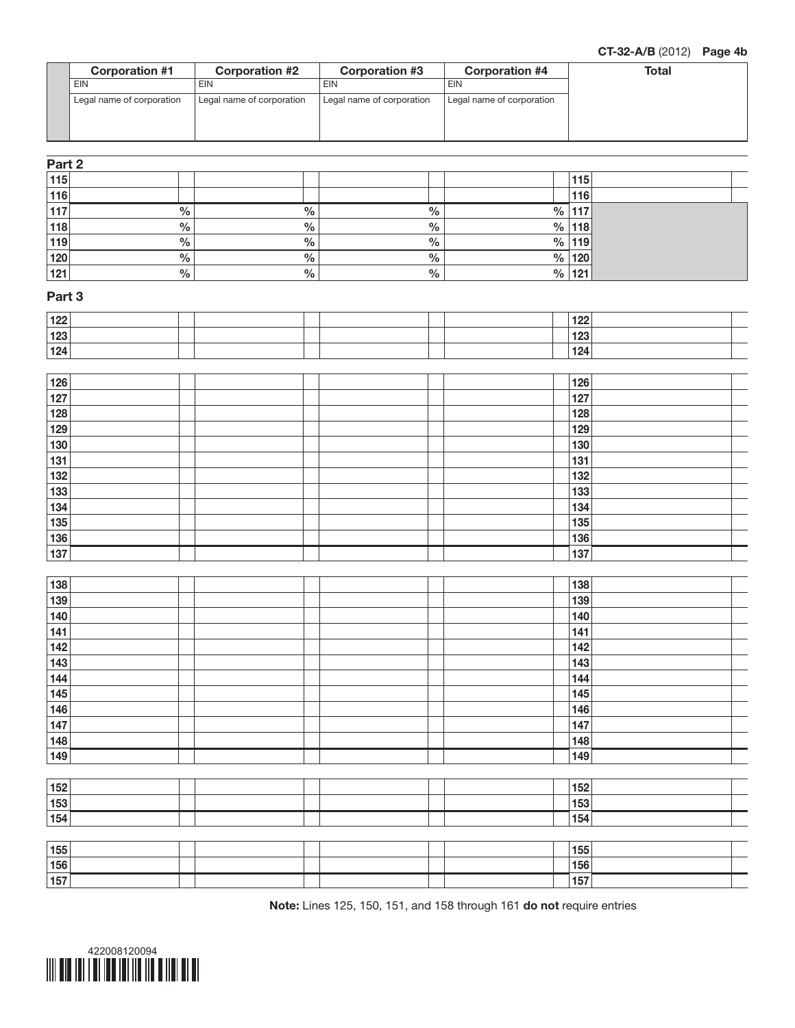| | Corporation #1 | Corporation #2 | Corporation #3 | Corporation #4 | Total |
|---|---|---|---|---|---|
| | EIN | EIN | EIN | EIN | |
| | Legal name of corporation | Legal name of corporation | Legal name of corporation | Legal name of corporation | |

**Part 2**

| Line | Corporation #1 | Corporation #2 | Corporation #3 | Corporation #4 | Line | Total |
|---|---|---|---|---|---|---|
| 115 | | | | | 115 | |
| 116 | | | | | 116 | |
| 117 | % | % | % | % | 117 | |
| 118 | % | % | % | % | 118 | |
| 119 | % | % | % | % | 119 | |
| 120 | % | % | % | % | 120 | |
| 121 | % | % | % | % | 121 | |

**Part 3**

| Line | Corporation #1 | Corporation #2 | Corporation #3 | Corporation #4 | Line | Total |
|---|---|---|---|---|---|---|
| 122 | | | | | 122 | |
| 123 | | | | | 123 | |
| 124 | | | | | 124 | |
| 126 | | | | | 126 | |
| 127 | | | | | 127 | |
| 128 | | | | | 128 | |
| 129 | | | | | 129 | |
| 130 | | | | | 130 | |
| 131 | | | | | 131 | |
| 132 | | | | | 132 | |
| 133 | | | | | 133 | |
| 134 | | | | | 134 | |
| 135 | | | | | 135 | |
| 136 | | | | | 136 | |
| 137 | | | | | 137 | |
| 138 | | | | | 138 | |
| 139 | | | | | 139 | |
| 140 | | | | | 140 | |
| 141 | | | | | 141 | |
| 142 | | | | | 142 | |
| 143 | | | | | 143 | |
| 144 | | | | | 144 | |
| 145 | | | | | 145 | |
| 146 | | | | | 146 | |
| 147 | | | | | 147 | |
| 148 | | | | | 148 | |
| 149 | | | | | 149 | |
| 152 | | | | | 152 | |
| 153 | | | | | 153 | |
| 154 | | | | | 154 | |
| 155 | | | | | 155 | |
| 156 | | | | | 156 | |
| 157 | | | | | 157 | |

**Note:** Lines 125, 150, 151, and 158 through 161 **do not** require entries

422008120094